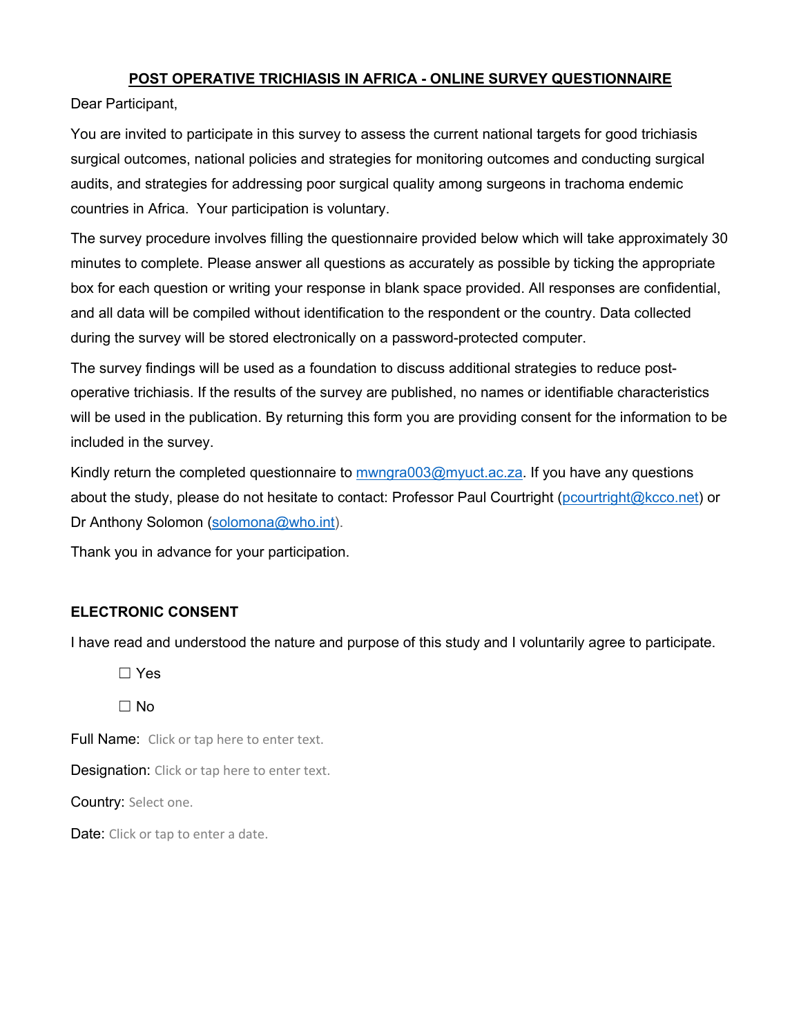# POST OPERATIVE TRICHIASIS IN AFRICA - ONLINE SURVEY QUESTIONNAIRE

Dear Participant,

You are invited to participate in this survey to assess the current national targets for good trichiasis surgical outcomes, national policies and strategies for monitoring outcomes and conducting surgical audits, and strategies for addressing poor surgical quality among surgeons in trachoma endemic countries in Africa. Your participation is voluntary.

The survey procedure involves filling the questionnaire provided below which will take approximately 30 minutes to complete. Please answer all questions as accurately as possible by ticking the appropriate box for each question or writing your response in blank space provided. All responses are confidential, and all data will be compiled without identification to the respondent or the country. Data collected during the survey will be stored electronically on a password-protected computer.

The survey findings will be used as a foundation to discuss additional strategies to reduce post-operative trichiasis. If the results of the survey are published, no names or identifiable characteristics will be used in the publication. By returning this form you are providing consent for the information to be included in the survey.

Kindly return the completed questionnaire to mwngra003@myuct.ac.za. If you have any questions about the study, please do not hesitate to contact: Professor Paul Courtright (pcourtright@kcco.net) or Dr Anthony Solomon (solomona@who.int).

Thank you in advance for your participation.

## ELECTRONIC CONSENT

I have read and understood the nature and purpose of this study and I voluntarily agree to participate.

☐ Yes

☐ No

Full Name: Click or tap here to enter text.

Designation: Click or tap here to enter text.

Country: Select one.

Date: Click or tap to enter a date.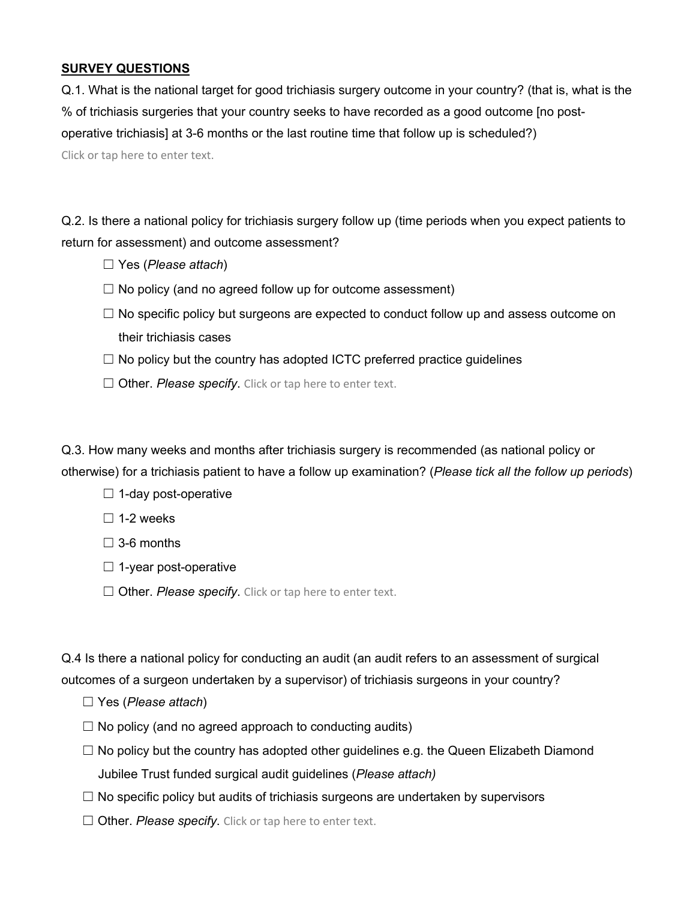**SURVEY QUESTIONS**

Q.1. What is the national target for good trichiasis surgery outcome in your country? (that is, what is the % of trichiasis surgeries that your country seeks to have recorded as a good outcome [no post-operative trichiasis] at 3-6 months or the last routine time that follow up is scheduled?)

Click or tap here to enter text.

Q.2. Is there a national policy for trichiasis surgery follow up (time periods when you expect patients to return for assessment) and outcome assessment?

- ☐ Yes (*Please attach*)
- ☐ No policy (and no agreed follow up for outcome assessment)
- ☐ No specific policy but surgeons are expected to conduct follow up and assess outcome on their trichiasis cases
- ☐ No policy but the country has adopted ICTC preferred practice guidelines
- ☐ Other. *Please specify*. Click or tap here to enter text.

Q.3. How many weeks and months after trichiasis surgery is recommended (as national policy or otherwise) for a trichiasis patient to have a follow up examination? (*Please tick all the follow up periods*)

- ☐ 1-day post-operative
- ☐ 1-2 weeks
- ☐ 3-6 months
- ☐ 1-year post-operative
- ☐ Other. *Please specify*. Click or tap here to enter text.

Q.4 Is there a national policy for conducting an audit (an audit refers to an assessment of surgical outcomes of a surgeon undertaken by a supervisor) of trichiasis surgeons in your country?

- ☐ Yes (*Please attach*)
- ☐ No policy (and no agreed approach to conducting audits)
- ☐ No policy but the country has adopted other guidelines e.g. the Queen Elizabeth Diamond Jubilee Trust funded surgical audit guidelines (*Please attach)*
- ☐ No specific policy but audits of trichiasis surgeons are undertaken by supervisors
- ☐ Other. *Please specify*. Click or tap here to enter text.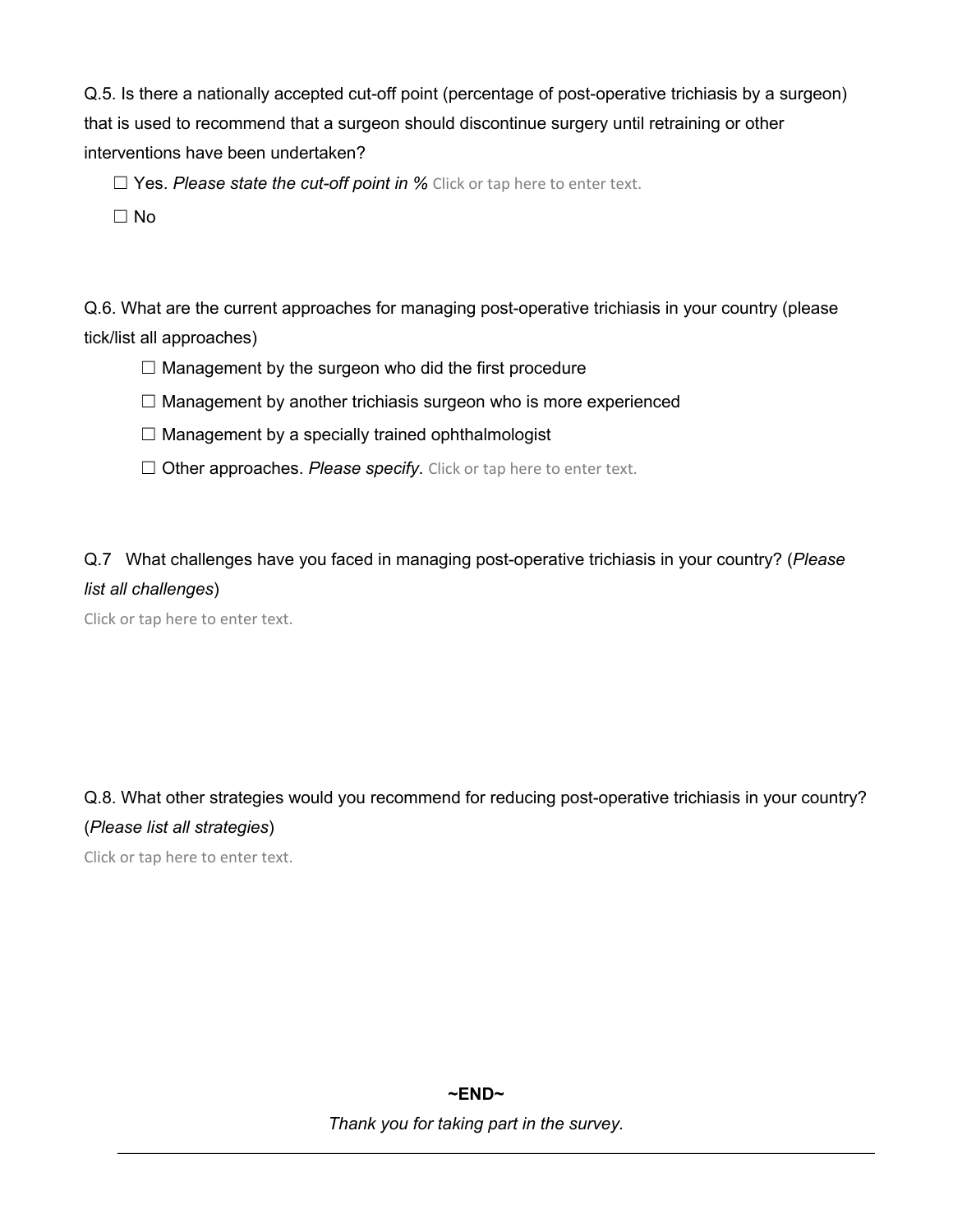Q.5. Is there a nationally accepted cut-off point (percentage of post-operative trichiasis by a surgeon) that is used to recommend that a surgeon should discontinue surgery until retraining or other interventions have been undertaken?

☐ Yes. *Please state the cut-off point in %* Click or tap here to enter text.

☐ No

Q.6. What are the current approaches for managing post-operative trichiasis in your country (please tick/list all approaches)

☐ Management by the surgeon who did the first procedure

☐ Management by another trichiasis surgeon who is more experienced

☐ Management by a specially trained ophthalmologist

☐ Other approaches. *Please specify*. Click or tap here to enter text.

Q.7 What challenges have you faced in managing post-operative trichiasis in your country? (*Please list all challenges*)

Click or tap here to enter text.

Q.8. What other strategies would you recommend for reducing post-operative trichiasis in your country? (*Please list all strategies*)

Click or tap here to enter text.

**~END~**

*Thank you for taking part in the survey.*